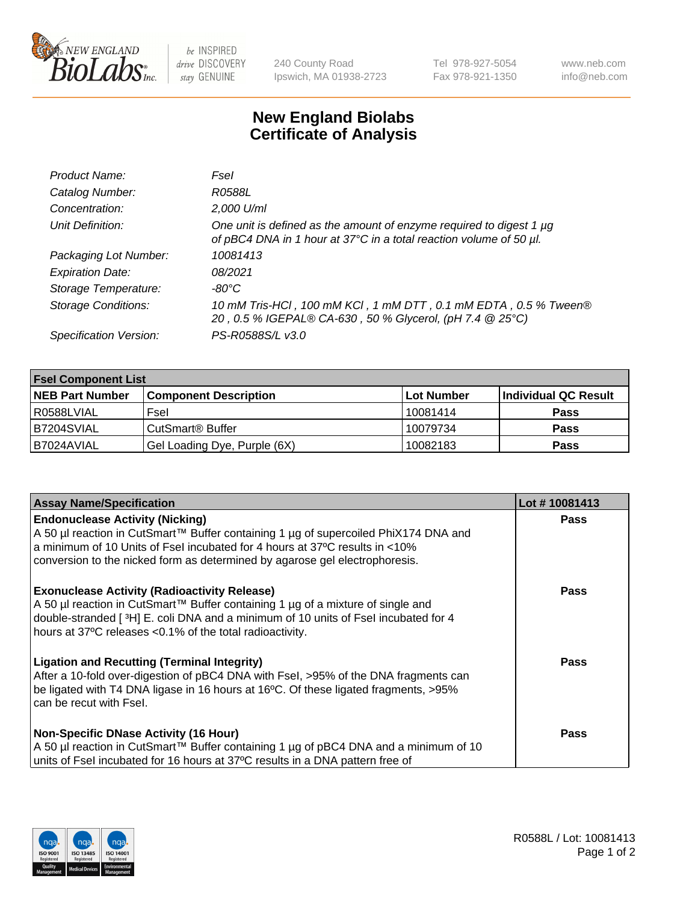New England BioLabs Inc. — be INSPIRED drive DISCOVERY stay GENUINE

240 County Road
Ipswich, MA 01938-2723

Tel 978-927-5054
Fax 978-921-1350

www.neb.com
info@neb.com

# New England Biolabs
# Certificate of Analysis

| | |
|---|---|
| *Product Name:* | *FseI* |
| *Catalog Number:* | *R0588L* |
| *Concentration:* | *2,000 U/ml* |
| *Unit Definition:* | *One unit is defined as the amount of enzyme required to digest 1 µg of pBC4 DNA in 1 hour at 37°C in a total reaction volume of 50 µl.* |
| *Packaging Lot Number:* | *10081413* |
| *Expiration Date:* | *08/2021* |
| *Storage Temperature:* | *-80°C* |
| *Storage Conditions:* | *10 mM Tris-HCl , 100 mM KCl , 1 mM DTT , 0.1 mM EDTA , 0.5 % Tween® 20 , 0.5 % IGEPAL® CA-630 , 50 % Glycerol, (pH 7.4 @ 25°C)* |
| *Specification Version:* | *PS-R0588S/L v3.0* |

| FseI Component List | | | |
|---|---|---|---|
| **NEB Part Number** | **Component Description** | **Lot Number** | **Individual QC Result** |
| R0588LVIAL | FseI | 10081414 | **Pass** |
| B7204SVIAL | CutSmart® Buffer | 10079734 | **Pass** |
| B7024AVIAL | Gel Loading Dye, Purple (6X) | 10082183 | **Pass** |

| Assay Name/Specification | Lot # 10081413 |
|---|---|
| **Endonuclease Activity (Nicking)**<br>A 50 µl reaction in CutSmart™ Buffer containing 1 µg of supercoiled PhiX174 DNA and a minimum of 10 Units of FseI incubated for 4 hours at 37ºC results in <10% conversion to the nicked form as determined by agarose gel electrophoresis. | **Pass** |
| **Exonuclease Activity (Radioactivity Release)**<br>A 50 µl reaction in CutSmart™ Buffer containing 1 µg of a mixture of single and double-stranded [ $^{3}$H] E. coli DNA and a minimum of 10 units of FseI incubated for 4 hours at 37ºC releases <0.1% of the total radioactivity. | **Pass** |
| **Ligation and Recutting (Terminal Integrity)**<br>After a 10-fold over-digestion of pBC4 DNA with FseI, >95% of the DNA fragments can be ligated with T4 DNA ligase in 16 hours at 16ºC. Of these ligated fragments, >95% can be recut with FseI. | **Pass** |
| **Non-Specific DNase Activity (16 Hour)**<br>A 50 µl reaction in CutSmart™ Buffer containing 1 µg of pBC4 DNA and a minimum of 10 units of FseI incubated for 16 hours at 37ºC results in a DNA pattern free of | **Pass** |

R0588L / Lot: 10081413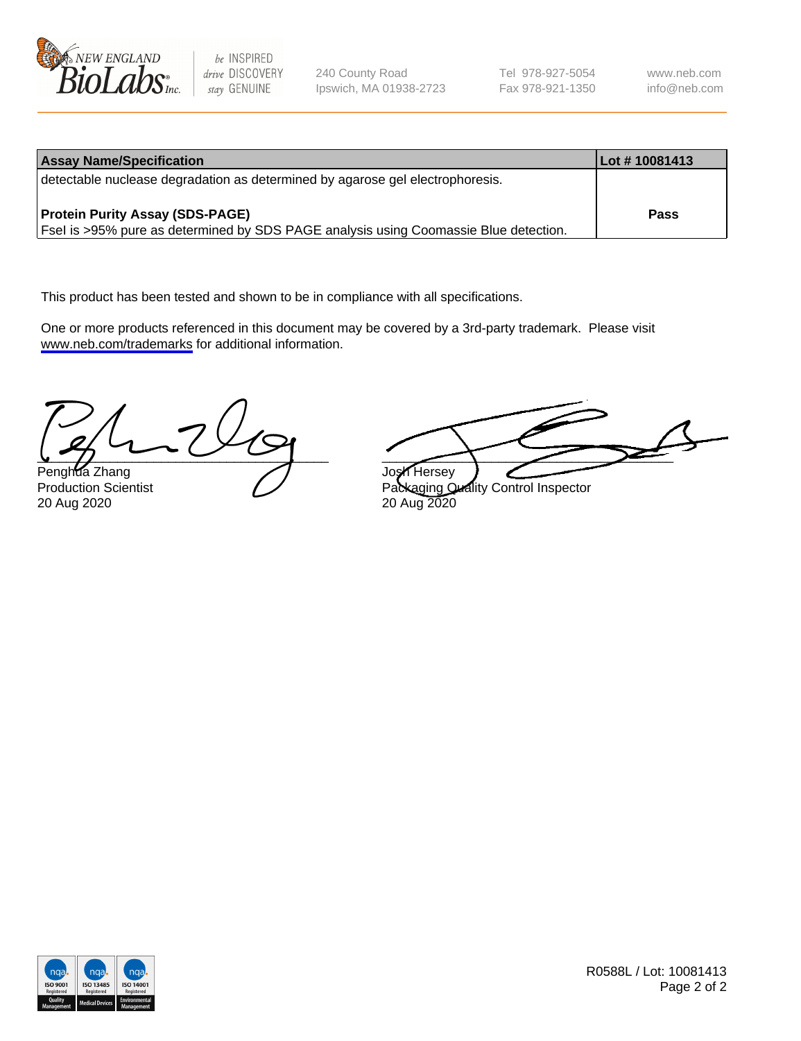| Assay Name/Specification | Lot # 10081413 |
| --- | --- |
| detectable nuclease degradation as determined by agarose gel electrophoresis. | |
| **Protein Purity Assay (SDS-PAGE)**<br>FseI is >95% pure as determined by SDS PAGE analysis using Coomassie Blue detection. | **Pass** |

This product has been tested and shown to be in compliance with all specifications.

One or more products referenced in this document may be covered by a 3rd-party trademark. Please visit www.neb.com/trademarks for additional information.

Penghua Zhang
Production Scientist
20 Aug 2020

Josh Hersey
Packaging Quality Control Inspector
20 Aug 2020

R0588L / Lot: 10081413